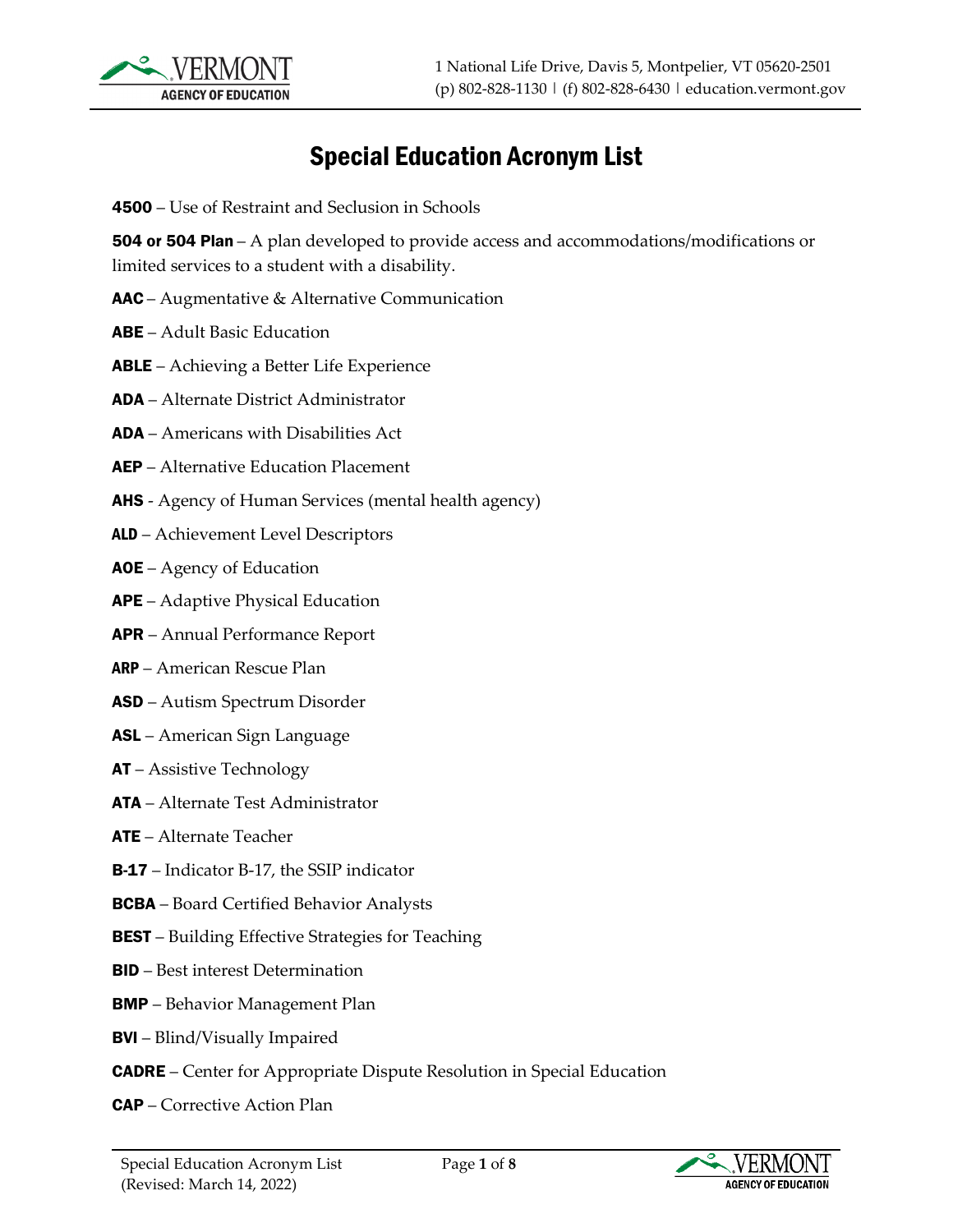# Special Education Acronym List

**4500** – Use of Restraint and Seclusion in Schools

**504 or 504 Plan** – A plan developed to provide access and accommodations/modifications or limited services to a student with a disability.

**AAC** – Augmentative & Alternative Communication

**ABE** – Adult Basic Education

**ABLE** – Achieving a Better Life Experience

**ADA** – Alternate District Administrator

**ADA** – Americans with Disabilities Act

**AEP** – Alternative Education Placement

**AHS** - Agency of Human Services (mental health agency)

**ALD** – Achievement Level Descriptors

**AOE** – Agency of Education

**APE** – Adaptive Physical Education

**APR** – Annual Performance Report

**ARP** – American Rescue Plan

**ASD** – Autism Spectrum Disorder

**ASL** – American Sign Language

**AT** – Assistive Technology

**ATA** – Alternate Test Administrator

**ATE** – Alternate Teacher

**B-17** – Indicator B-17, the SSIP indicator

**BCBA** – Board Certified Behavior Analysts

**BEST** – Building Effective Strategies for Teaching

**BID** – Best interest Determination

**BMP** – Behavior Management Plan

**BVI** – Blind/Visually Impaired

**CADRE** – Center for Appropriate Dispute Resolution in Special Education

**CAP** – Corrective Action Plan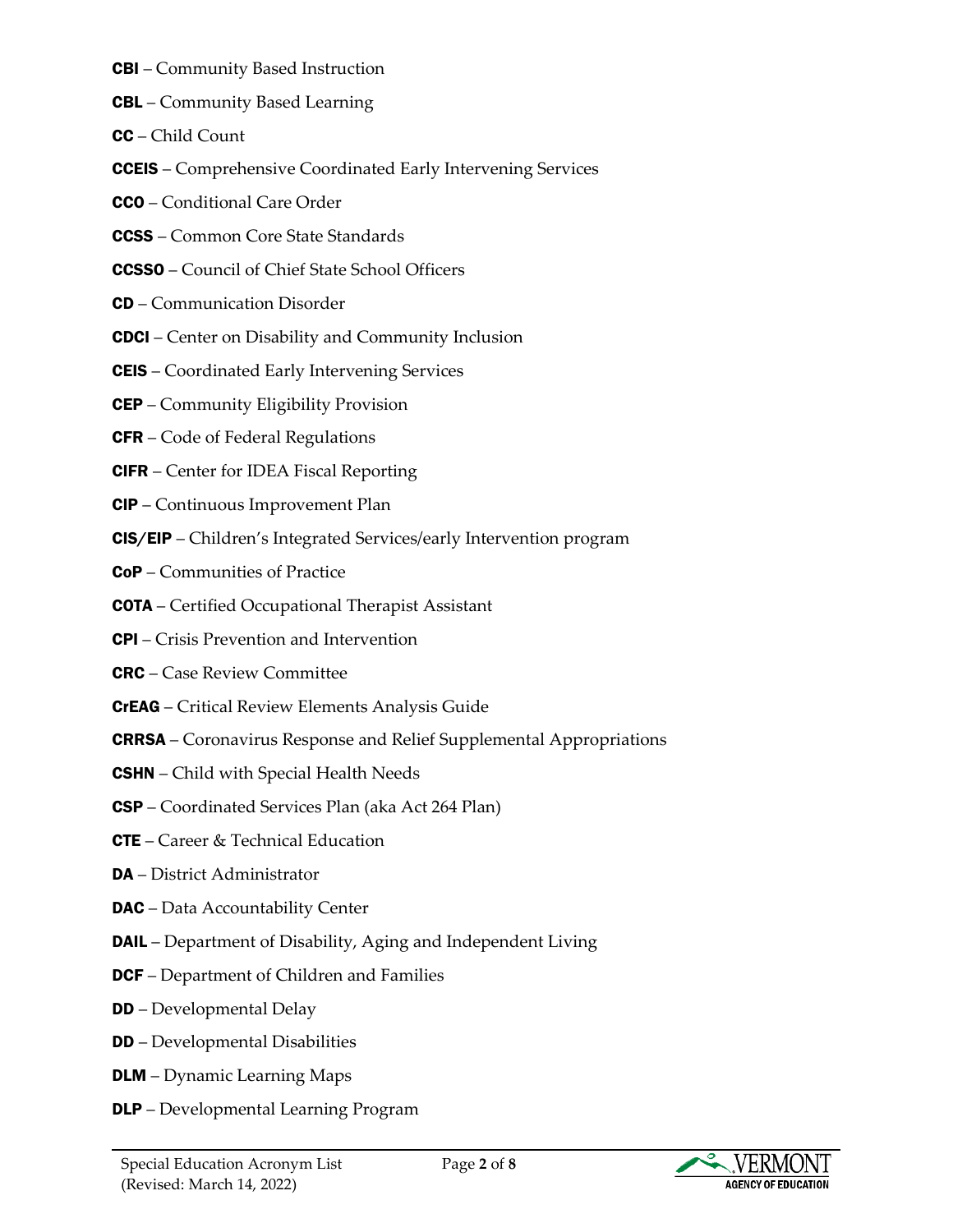**CBI** – Community Based Instruction

**CBL** – Community Based Learning

**CC** – Child Count

**CCEIS** – Comprehensive Coordinated Early Intervening Services

**CCO** – Conditional Care Order

**CCSS** – Common Core State Standards

**CCSSO** – Council of Chief State School Officers

**CD** – Communication Disorder

**CDCI** – Center on Disability and Community Inclusion

**CEIS** – Coordinated Early Intervening Services

**CEP** – Community Eligibility Provision

**CFR** – Code of Federal Regulations

**CIFR** – Center for IDEA Fiscal Reporting

**CIP** – Continuous Improvement Plan

**CIS/EIP** – Children's Integrated Services/early Intervention program

**CoP** – Communities of Practice

**COTA** – Certified Occupational Therapist Assistant

**CPI** – Crisis Prevention and Intervention

**CRC** – Case Review Committee

**CrEAG** – Critical Review Elements Analysis Guide

**CRRSA** – Coronavirus Response and Relief Supplemental Appropriations

**CSHN** – Child with Special Health Needs

**CSP** – Coordinated Services Plan (aka Act 264 Plan)

**CTE** – Career & Technical Education

**DA** – District Administrator

**DAC** – Data Accountability Center

**DAIL** – Department of Disability, Aging and Independent Living

**DCF** – Department of Children and Families

**DD** – Developmental Delay

**DD** – Developmental Disabilities

**DLM** – Dynamic Learning Maps

**DLP** – Developmental Learning Program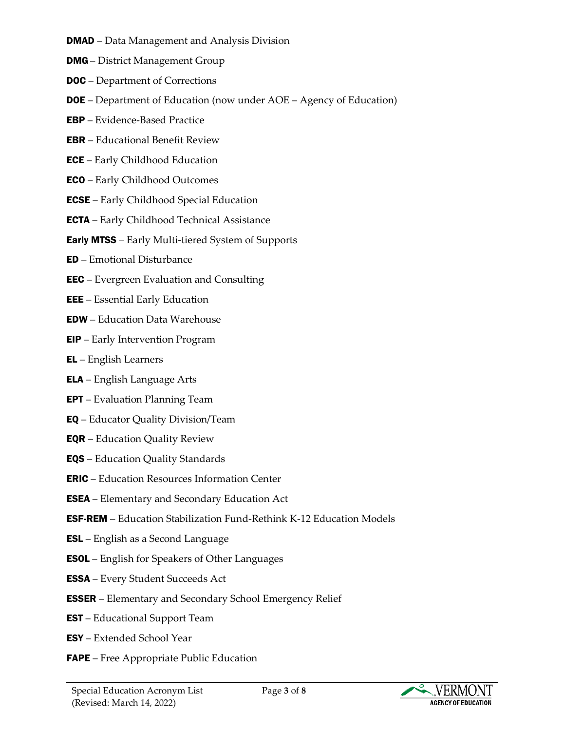**DMAD** – Data Management and Analysis Division

**DMG** – District Management Group

**DOC** – Department of Corrections

**DOE** – Department of Education (now under AOE – Agency of Education)

**EBP** – Evidence-Based Practice

**EBR** – Educational Benefit Review

**ECE** – Early Childhood Education

**ECO** – Early Childhood Outcomes

**ECSE** – Early Childhood Special Education

**ECTA** – Early Childhood Technical Assistance

**Early MTSS** – Early Multi-tiered System of Supports

**ED** – Emotional Disturbance

**EEC** – Evergreen Evaluation and Consulting

**EEE** – Essential Early Education

**EDW** – Education Data Warehouse

**EIP** – Early Intervention Program

**EL** – English Learners

**ELA** – English Language Arts

**EPT** – Evaluation Planning Team

**EQ** – Educator Quality Division/Team

**EQR** – Education Quality Review

**EQS** – Education Quality Standards

**ERIC** – Education Resources Information Center

**ESEA** – Elementary and Secondary Education Act

**ESF-REM** – Education Stabilization Fund-Rethink K-12 Education Models

**ESL** – English as a Second Language

**ESOL** – English for Speakers of Other Languages

**ESSA** – Every Student Succeeds Act

**ESSER** – Elementary and Secondary School Emergency Relief

**EST** – Educational Support Team

**ESY** – Extended School Year

**FAPE** – Free Appropriate Public Education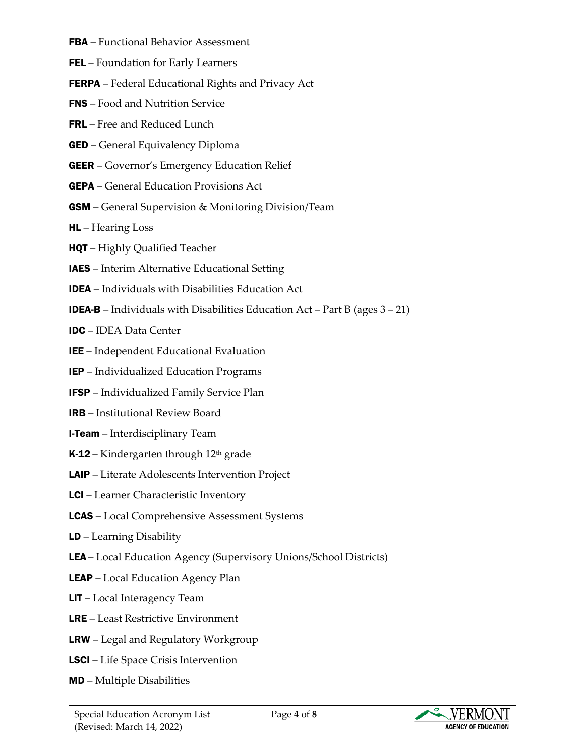**FBA** – Functional Behavior Assessment

**FEL** – Foundation for Early Learners

**FERPA** – Federal Educational Rights and Privacy Act

**FNS** – Food and Nutrition Service

**FRL** – Free and Reduced Lunch

**GED** – General Equivalency Diploma

**GEER** – Governor's Emergency Education Relief

**GEPA** – General Education Provisions Act

**GSM** – General Supervision & Monitoring Division/Team

**HL** – Hearing Loss

**HQT** – Highly Qualified Teacher

**IAES** – Interim Alternative Educational Setting

**IDEA** – Individuals with Disabilities Education Act

**IDEA-B** – Individuals with Disabilities Education Act – Part B (ages 3 – 21)

**IDC** – IDEA Data Center

**IEE** – Independent Educational Evaluation

**IEP** – Individualized Education Programs

**IFSP** – Individualized Family Service Plan

**IRB** – Institutional Review Board

**I-Team** – Interdisciplinary Team

**K-12** – Kindergarten through 12th grade

**LAIP** – Literate Adolescents Intervention Project

**LCI** – Learner Characteristic Inventory

**LCAS** – Local Comprehensive Assessment Systems

**LD** – Learning Disability

**LEA** – Local Education Agency (Supervisory Unions/School Districts)

**LEAP** – Local Education Agency Plan

**LIT** – Local Interagency Team

**LRE** – Least Restrictive Environment

**LRW** – Legal and Regulatory Workgroup

**LSCI** – Life Space Crisis Intervention

**MD** – Multiple Disabilities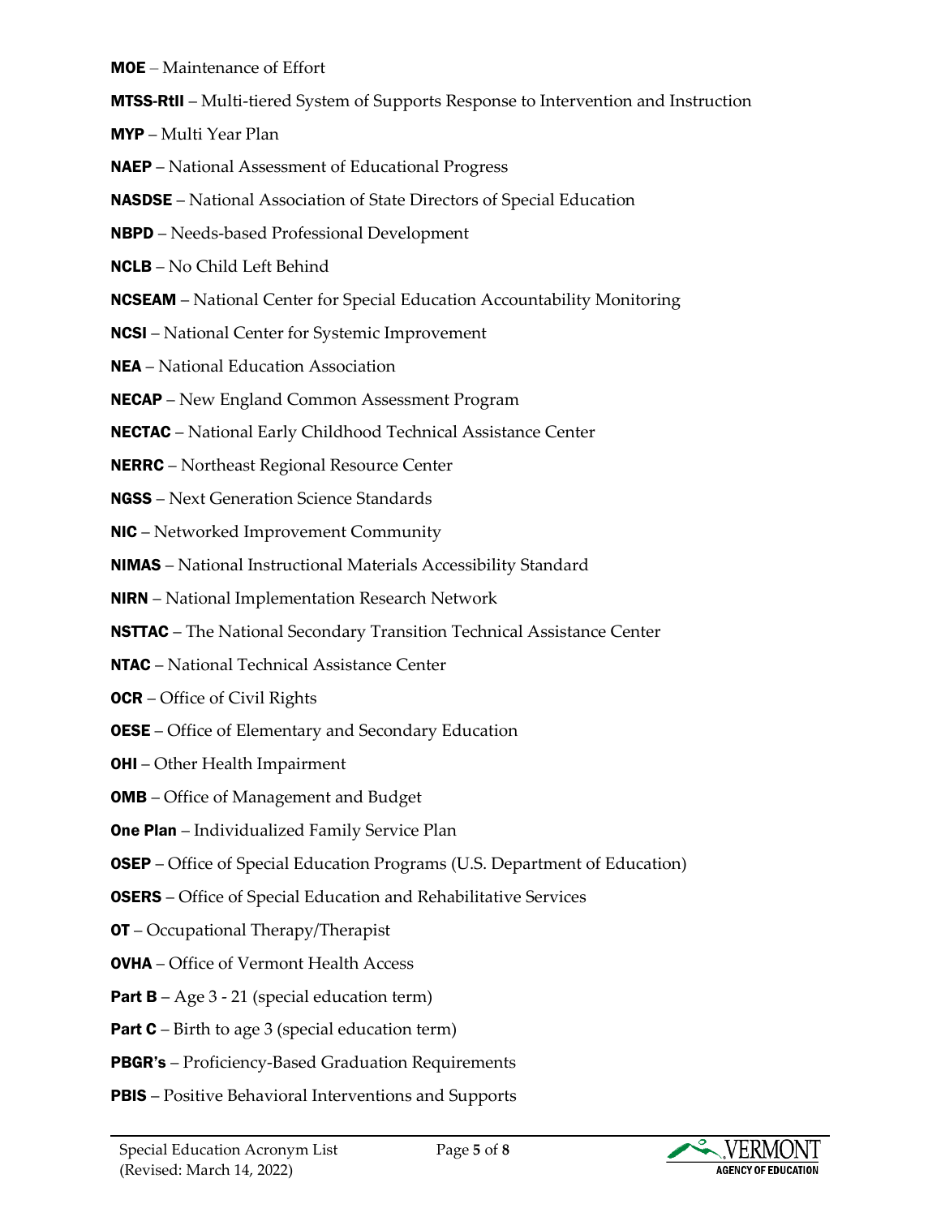**MOE** – Maintenance of Effort

**MTSS-RtII** – Multi-tiered System of Supports Response to Intervention and Instruction

**MYP** – Multi Year Plan

**NAEP** – National Assessment of Educational Progress

**NASDSE** – National Association of State Directors of Special Education

**NBPD** – Needs-based Professional Development

**NCLB** – No Child Left Behind

**NCSEAM** – National Center for Special Education Accountability Monitoring

**NCSI** – National Center for Systemic Improvement

**NEA** – National Education Association

**NECAP** – New England Common Assessment Program

**NECTAC** – National Early Childhood Technical Assistance Center

**NERRC** – Northeast Regional Resource Center

**NGSS** – Next Generation Science Standards

**NIC** – Networked Improvement Community

**NIMAS** – National Instructional Materials Accessibility Standard

**NIRN** – National Implementation Research Network

**NSTTAC** – The National Secondary Transition Technical Assistance Center

**NTAC** – National Technical Assistance Center

**OCR** – Office of Civil Rights

**OESE** – Office of Elementary and Secondary Education

**OHI** – Other Health Impairment

**OMB** – Office of Management and Budget

**One Plan** – Individualized Family Service Plan

**OSEP** – Office of Special Education Programs (U.S. Department of Education)

**OSERS** – Office of Special Education and Rehabilitative Services

**OT** – Occupational Therapy/Therapist

**OVHA** – Office of Vermont Health Access

**Part B** – Age 3 - 21 (special education term)

**Part C** – Birth to age 3 (special education term)

**PBGR's** – Proficiency-Based Graduation Requirements

**PBIS** – Positive Behavioral Interventions and Supports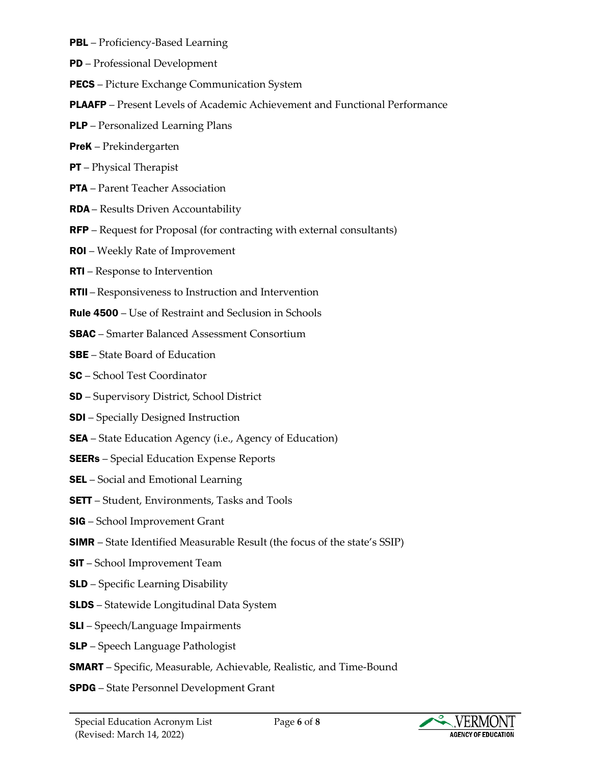**PBL** – Proficiency-Based Learning

**PD** – Professional Development

**PECS** – Picture Exchange Communication System

**PLAAFP** – Present Levels of Academic Achievement and Functional Performance

**PLP** – Personalized Learning Plans

**PreK** – Prekindergarten

**PT** – Physical Therapist

**PTA** – Parent Teacher Association

**RDA** – Results Driven Accountability

**RFP** – Request for Proposal (for contracting with external consultants)

**ROI** – Weekly Rate of Improvement

**RTI** – Response to Intervention

**RTII** – Responsiveness to Instruction and Intervention

**Rule 4500** – Use of Restraint and Seclusion in Schools

**SBAC** – Smarter Balanced Assessment Consortium

**SBE** – State Board of Education

**SC** – School Test Coordinator

**SD** – Supervisory District, School District

**SDI** – Specially Designed Instruction

**SEA** – State Education Agency (i.e., Agency of Education)

**SEERs** – Special Education Expense Reports

**SEL** – Social and Emotional Learning

**SETT** – Student, Environments, Tasks and Tools

**SIG** – School Improvement Grant

**SIMR** – State Identified Measurable Result (the focus of the state's SSIP)

**SIT** – School Improvement Team

**SLD** – Specific Learning Disability

**SLDS** – Statewide Longitudinal Data System

**SLI** – Speech/Language Impairments

**SLP** – Speech Language Pathologist

**SMART** – Specific, Measurable, Achievable, Realistic, and Time-Bound

**SPDG** – State Personnel Development Grant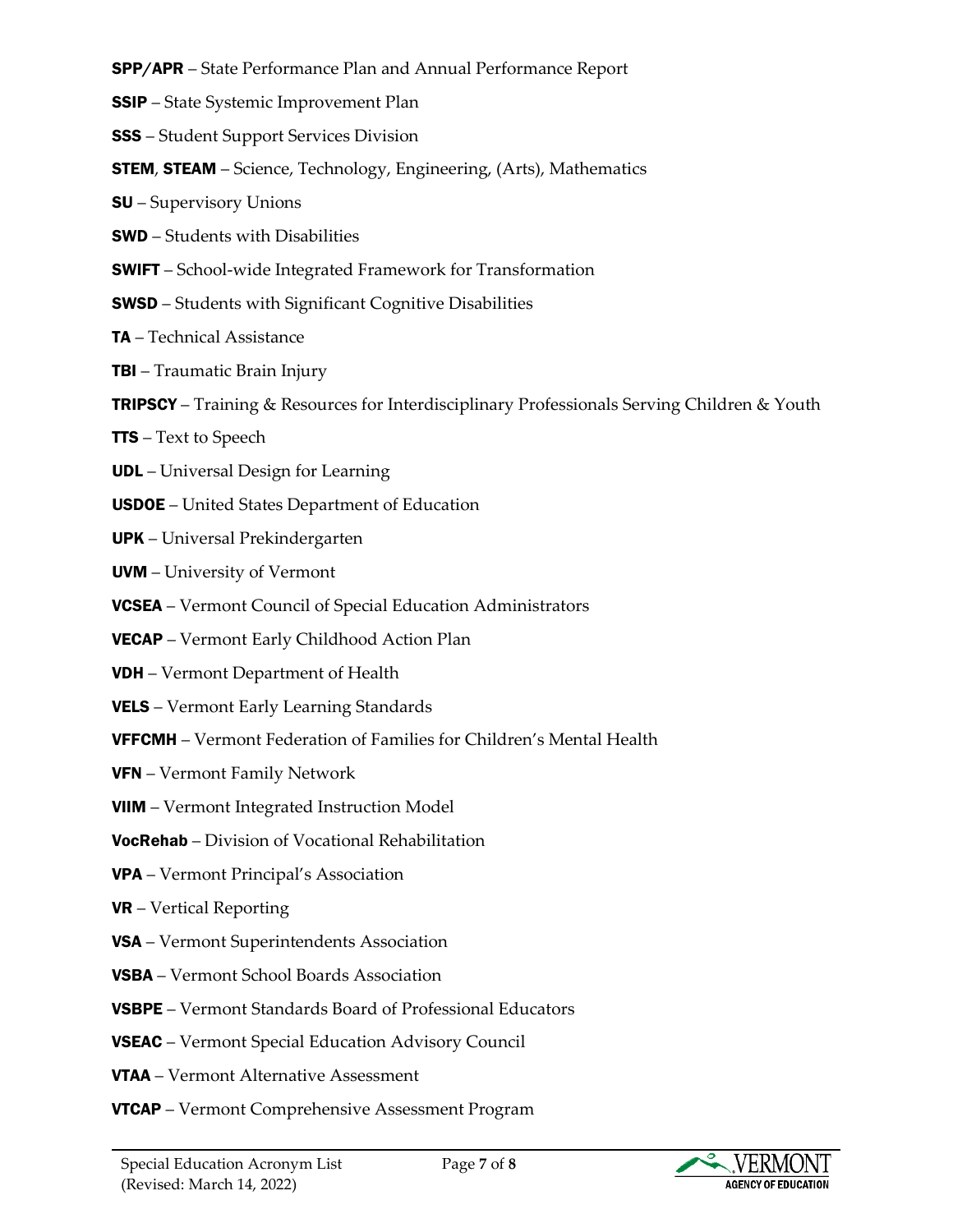**SPP/APR** – State Performance Plan and Annual Performance Report

**SSIP** – State Systemic Improvement Plan

**SSS** – Student Support Services Division

**STEM**, **STEAM** – Science, Technology, Engineering, (Arts), Mathematics

**SU** – Supervisory Unions

**SWD** – Students with Disabilities

**SWIFT** – School-wide Integrated Framework for Transformation

**SWSD** – Students with Significant Cognitive Disabilities

**TA** – Technical Assistance

**TBI** – Traumatic Brain Injury

**TRIPSCY** – Training & Resources for Interdisciplinary Professionals Serving Children & Youth

**TTS** – Text to Speech

**UDL** – Universal Design for Learning

**USDOE** – United States Department of Education

**UPK** – Universal Prekindergarten

**UVM** – University of Vermont

**VCSEA** – Vermont Council of Special Education Administrators

**VECAP** – Vermont Early Childhood Action Plan

**VDH** – Vermont Department of Health

**VELS** – Vermont Early Learning Standards

**VFFCMH** – Vermont Federation of Families for Children's Mental Health

**VFN** – Vermont Family Network

**VIIM** – Vermont Integrated Instruction Model

**VocRehab** – Division of Vocational Rehabilitation

**VPA** – Vermont Principal's Association

**VR** – Vertical Reporting

**VSA** – Vermont Superintendents Association

**VSBA** – Vermont School Boards Association

**VSBPE** – Vermont Standards Board of Professional Educators

**VSEAC** – Vermont Special Education Advisory Council

**VTAA** – Vermont Alternative Assessment

**VTCAP** – Vermont Comprehensive Assessment Program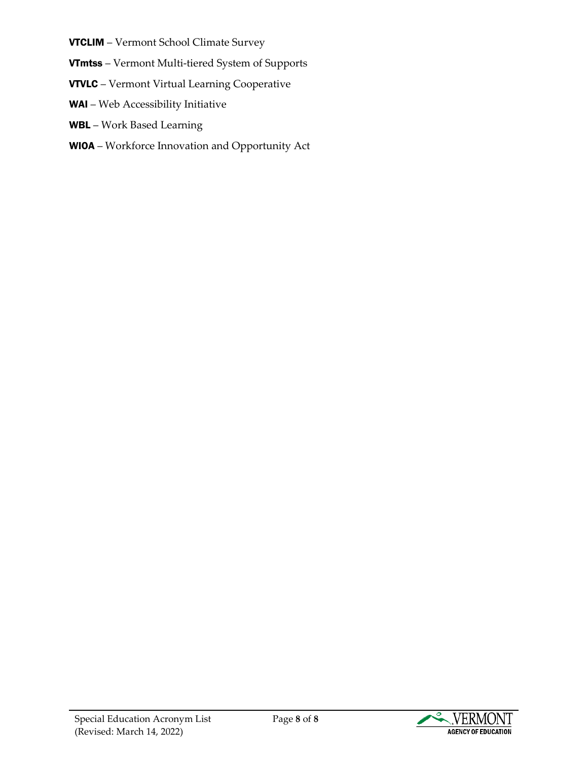**VTCLIM** – Vermont School Climate Survey

**VTmtss** – Vermont Multi-tiered System of Supports

**VTVLC** – Vermont Virtual Learning Cooperative

**WAI** – Web Accessibility Initiative

**WBL** – Work Based Learning

**WIOA** – Workforce Innovation and Opportunity Act